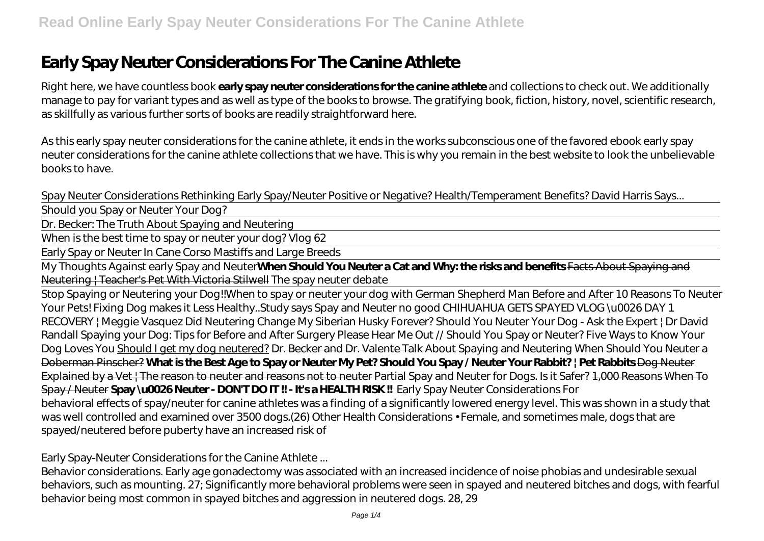# Early Spay Neuter Considerations For The Canine Athlete

Right here, we have countless book **early spay neuter considerations for the canine athlete** and collections to check out. We additionally manage to pay for variant types and as well as type of the books to browse. The gratifying book, fiction, history, novel, scientific research, as skillfully as various further sorts of books are readily straightforward here.

As this early spay neuter considerations for the canine athlete, it ends in the works subconscious one of the favored ebook early spay neuter considerations for the canine athlete collections that we have. This is why you remain in the best website to look the unbelievable books to have.

*Spay Neuter Considerations* *Rethinking Early Spay/Neuter Positive or Negative? Health/Temperament Benefits? David Harris Says...*

Should you Spay or Neuter Your Dog?

Dr. Becker: The Truth About Spaying and Neutering

When is the best time to spay or neuter your dog? Vlog 62

Early Spay or Neuter In Cane Corso Mastiffs and Large Breeds

My Thoughts Against early Spay and Neuter **When Should You Neuter a Cat and Why: the risks and benefits** ~~Facts About Spaying and Neutering | Teacher's Pet With Victoria Stilwell~~ *The spay neuter debate*

Stop Spaying or Neutering your Dog!! When to spay or neuter your dog with German Shepherd Man Before and After *10 Reasons To Neuter Your Pets! Fixing Dog makes it Less Healthy..Study says Spay and Neuter no good CHIHUAHUA GETS SPAYED VLOG \u0026 DAY 1 RECOVERY | Meggie Vasquez Did Neutering Change My Siberian Husky Forever? Should You Neuter Your Dog - Ask the Expert | Dr David Randall Spaying your Dog: Tips for Before and After Surgery Please Hear Me Out // Should You Spay or Neuter? Five Ways to Know Your Dog Loves You* Should I get my dog neutered? ~~Dr. Becker and Dr. Valente Talk About Spaying and Neutering~~ ~~When Should You Neuter a Doberman Pinscher?~~ **What is the Best Age to Spay or Neuter My Pet? Should You Spay / Neuter Your Rabbit? | Pet Rabbits** ~~Dog Neuter Explained by a Vet | The reason to neuter and reasons not to neuter~~ *Partial Spay and Neuter for Dogs. Is it Safer?* ~~1,000 Reasons When To Spay / Neuter~~ **Spay \u0026 Neuter - DON'T DO IT !! - It's a HEALTH RISK !!** *Early Spay Neuter Considerations For*

behavioral effects of spay/neuter for canine athletes was a finding of a significantly lowered energy level. This was shown in a study that was well controlled and examined over 3500 dogs.(26) Other Health Considerations • Female, and sometimes male, dogs that are spayed/neutered before puberty have an increased risk of

*Early Spay-Neuter Considerations for the Canine Athlete ...*

Behavior considerations. Early age gonadectomy was associated with an increased incidence of noise phobias and undesirable sexual behaviors, such as mounting. 27; Significantly more behavioral problems were seen in spayed and neutered bitches and dogs, with fearful behavior being most common in spayed bitches and aggression in neutered dogs. 28, 29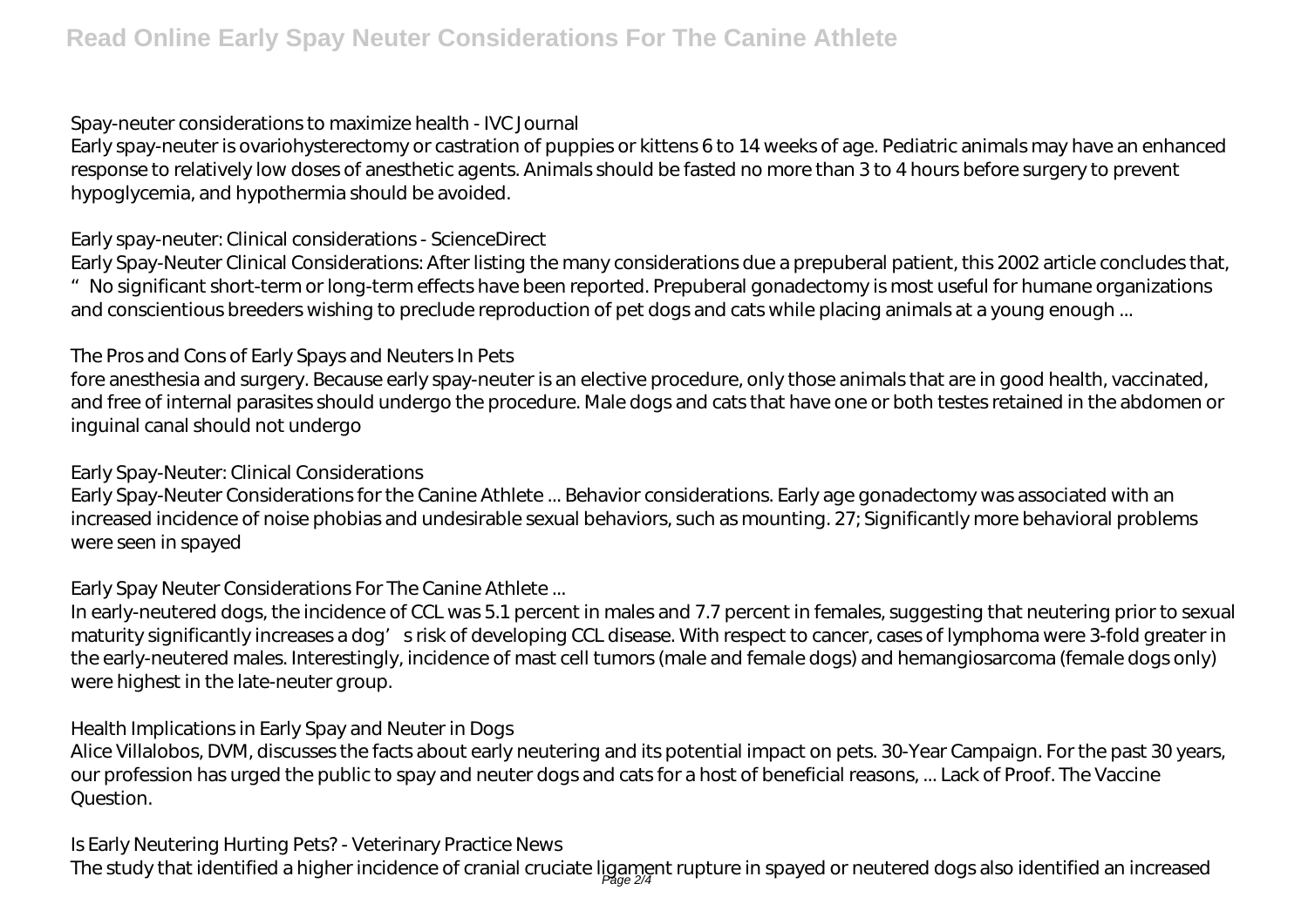## Spay-neuter considerations to maximize health - IVC Journal

Early spay-neuter is ovariohysterectomy or castration of puppies or kittens 6 to 14 weeks of age. Pediatric animals may have an enhanced response to relatively low doses of anesthetic agents. Animals should be fasted no more than 3 to 4 hours before surgery to prevent hypoglycemia, and hypothermia should be avoided.

## Early spay-neuter: Clinical considerations - ScienceDirect

Early Spay-Neuter Clinical Considerations: After listing the many considerations due a prepuberal patient, this 2002 article concludes that, "No significant short-term or long-term effects have been reported. Prepuberal gonadectomy is most useful for humane organizations and conscientious breeders wishing to preclude reproduction of pet dogs and cats while placing animals at a young enough ...

## The Pros and Cons of Early Spays and Neuters In Pets

fore anesthesia and surgery. Because early spay-neuter is an elective procedure, only those animals that are in good health, vaccinated, and free of internal parasites should undergo the procedure. Male dogs and cats that have one or both testes retained in the abdomen or inguinal canal should not undergo

## Early Spay-Neuter: Clinical Considerations

Early Spay-Neuter Considerations for the Canine Athlete ... Behavior considerations. Early age gonadectomy was associated with an increased incidence of noise phobias and undesirable sexual behaviors, such as mounting. 27; Significantly more behavioral problems were seen in spayed

## Early Spay Neuter Considerations For The Canine Athlete ...

In early-neutered dogs, the incidence of CCL was 5.1 percent in males and 7.7 percent in females, suggesting that neutering prior to sexual maturity significantly increases a dog's risk of developing CCL disease. With respect to cancer, cases of lymphoma were 3-fold greater in the early-neutered males. Interestingly, incidence of mast cell tumors (male and female dogs) and hemangiosarcoma (female dogs only) were highest in the late-neuter group.

## Health Implications in Early Spay and Neuter in Dogs

Alice Villalobos, DVM, discusses the facts about early neutering and its potential impact on pets. 30-Year Campaign. For the past 30 years, our profession has urged the public to spay and neuter dogs and cats for a host of beneficial reasons, ... Lack of Proof. The Vaccine Question.

## Is Early Neutering Hurting Pets? - Veterinary Practice News

The study that identified a higher incidence of cranial cruciate ligament rupture in spayed or neutered dogs also identified an increased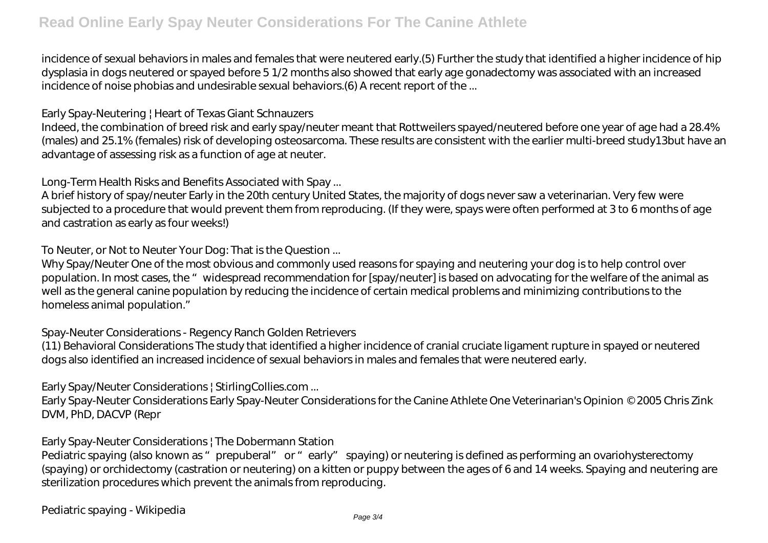incidence of sexual behaviors in males and females that were neutered early.(5) Further the study that identified a higher incidence of hip dysplasia in dogs neutered or spayed before 5 1/2 months also showed that early age gonadectomy was associated with an increased incidence of noise phobias and undesirable sexual behaviors.(6) A recent report of the ...

*Early Spay-Neutering | Heart of Texas Giant Schnauzers*

Indeed, the combination of breed risk and early spay/neuter meant that Rottweilers spayed/neutered before one year of age had a 28.4% (males) and 25.1% (females) risk of developing osteosarcoma. These results are consistent with the earlier multi-breed study13but have an advantage of assessing risk as a function of age at neuter.

*Long-Term Health Risks and Benefits Associated with Spay ...*

A brief history of spay/neuter Early in the 20th century United States, the majority of dogs never saw a veterinarian. Very few were subjected to a procedure that would prevent them from reproducing. (If they were, spays were often performed at 3 to 6 months of age and castration as early as four weeks!)

*To Neuter, or Not to Neuter Your Dog: That is the Question ...*

Why Spay/Neuter One of the most obvious and commonly used reasons for spaying and neutering your dog is to help control over population. In most cases, the "widespread recommendation for [spay/neuter] is based on advocating for the welfare of the animal as well as the general canine population by reducing the incidence of certain medical problems and minimizing contributions to the homeless animal population."

*Spay-Neuter Considerations - Regency Ranch Golden Retrievers*

(11) Behavioral Considerations The study that identified a higher incidence of cranial cruciate ligament rupture in spayed or neutered dogs also identified an increased incidence of sexual behaviors in males and females that were neutered early.

*Early Spay/Neuter Considerations | StirlingCollies.com ...*

Early Spay-Neuter Considerations Early Spay-Neuter Considerations for the Canine Athlete One Veterinarian's Opinion © 2005 Chris Zink DVM, PhD, DACVP (Repr

*Early Spay-Neuter Considerations | The Dobermann Station*

Pediatric spaying (also known as "prepuberal" or "early" spaying) or neutering is defined as performing an ovariohysterectomy (spaying) or orchidectomy (castration or neutering) on a kitten or puppy between the ages of 6 and 14 weeks. Spaying and neutering are sterilization procedures which prevent the animals from reproducing.

*Pediatric spaying - Wikipedia*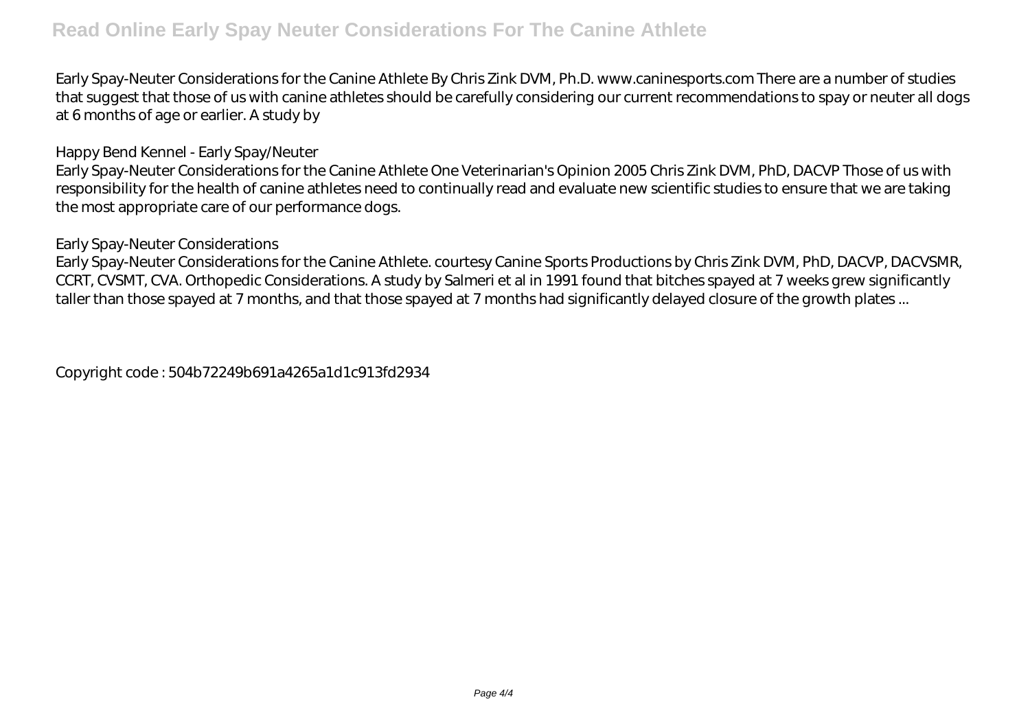Early Spay-Neuter Considerations for the Canine Athlete By Chris Zink DVM, Ph.D. www.caninesports.com There are a number of studies that suggest that those of us with canine athletes should be carefully considering our current recommendations to spay or neuter all dogs at 6 months of age or earlier. A study by

Happy Bend Kennel - Early Spay/Neuter

Early Spay-Neuter Considerations for the Canine Athlete One Veterinarian's Opinion 2005 Chris Zink DVM, PhD, DACVP Those of us with responsibility for the health of canine athletes need to continually read and evaluate new scientific studies to ensure that we are taking the most appropriate care of our performance dogs.

Early Spay-Neuter Considerations

Early Spay-Neuter Considerations for the Canine Athlete. courtesy Canine Sports Productions by Chris Zink DVM, PhD, DACVP, DACVSMR, CCRT, CVSMT, CVA. Orthopedic Considerations. A study by Salmeri et al in 1991 found that bitches spayed at 7 weeks grew significantly taller than those spayed at 7 months, and that those spayed at 7 months had significantly delayed closure of the growth plates ...

Copyright code : 504b72249b691a4265a1d1c913fd2934